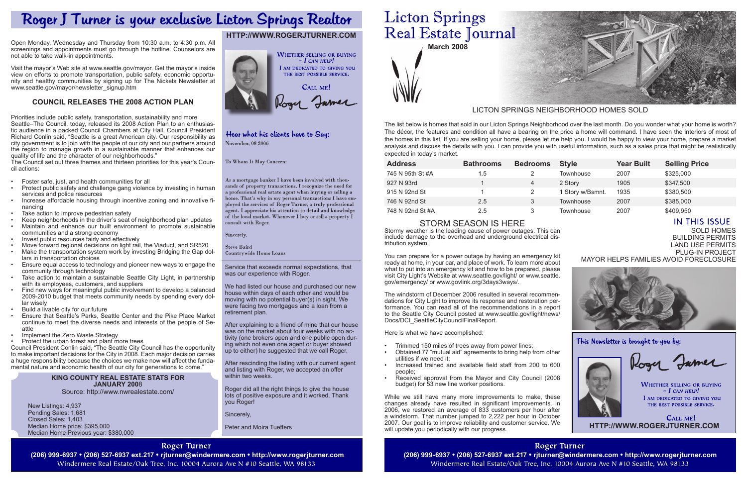# Roger J Turner is your exclusive Licton Springs Realtor

Open Monday, Wednesday and Thursday from 10:30 a.m. to 4:30 p.m. All screenings and appointments must go through the hotline. Counselors are not able to take walk-in appointments.

Visit the mayor's Web site at www.seattle.gov/mayor. Get the mayor's inside view on efforts to promote transportation, public safety, economic opportunity and healthy communities by signing up for The Nickels Newsletter at www.seattle.gov/mayor/newsletter_signup.htm

## COUNCIL RELEASES THE 2008 ACTION PLAN

Priorities include public safety, transportation, sustainability and more Seattle–The Council, today, released its 2008 Action Plan to an enthusiastic audience in a packed Council Chambers at City Hall. Council President Richard Conlin said, "Seattle is a great American city. Our responsibility as city government is to join with the people of our city and our partners around the region to manage growth in a sustainable manner that enhances our quality of life and the character of our neighborhoods."

The Council set out three themes and thirteen priorities for this year's Council actions:

- Foster safe, just, and health communities for all
- Protect public safety and challenge gang violence by investing in human services and police resources
- Increase affordable housing through incentive zoning and innovative financing
- Take action to improve pedestrian safety
- Keep neighborhoods in the driver's seat of neighborhood plan updates
- Maintain and enhance our built environment to promote sustainable communities and a strong economy
- Invest public resources fairly and effectively
- Move forward regional decisions on light rail, the Viaduct, and SR520
- Make the transportation system work by investing Bridging the Gap dollars in transportation choices
- Ensure equal access to technology and pioneer new ways to engage the community through technology
- Take action to maintain a sustainable Seattle City Light, in partnership with its employees, customers, and suppliers
- Find new ways for meaningful public involvement to develop a balanced 2009-2010 budget that meets community needs by spending every dollar wisely
- Build a livable city for our future
- Ensure that Seattle's Parks, Seattle Center and the Pike Place Market continue to meet the diverse needs and interests of the people of Seattle
- Implement the Zero Waste Strategy
- Protect the urban forest and plant more trees

Council President Conlin said, "The Seattle City Council has the opportunity to make important decisions for the City in 2008. Each major decision carries a huge responsibility because the choices we make now will affect the fundamental nature and economic health of our city for generations to come."

### KING COUNTY REAL ESTATE STATS FOR JANUARY 2008

Source: http://www.nwrealestate.com/

New Listings: 4,937
Pending Sales: 1,681
Closed Sales: 1,403
Median Home price: $395,000
Median Home Previous year: $380,000

**HTTP://WWW.ROGERJTURNER.COM**

WHETHER SELLING OR BUYING – *I CAN HELP!*
I AM DEDICATED TO GIVING YOU THE BEST POSSIBLE SERVICE.

CALL ME!

Roger Turner

### Hear what his clients have to Say:

November, 08 2006

To Whom It May Concern:

As a mortgage banker I have been involved with thousands of property transactions. I recognize the need for a professional real estate agent when buying or selling a home. That's why in my personal transactions I have employed the services of Roger Turner, a truly professional agent. I appreciate his attention to detail and knowledge of the local market. Whenever I buy or sell a property I consult with Roger.

Sincerely,

Steve Baird
Countrywide Home Loans

Service that exceeds normal expectations, that was our experience with Roger.

We had listed our house and purchased our new house within days of each other and would be moving with no potential buyer(s) in sight. We were facing two mortgages and a loan from a retirement plan.

After explaining to a friend of mine that our house was on the market about four weeks with no activity (one brokers open and one public open during which not even one agent or buyer showed up to either) he suggested that we call Roger.

After rescinding the listing with our current agent and listing with Roger, we accepted an offer within two weeks.

Roger did all the right things to give the house lots of positive exposure and it worked. Thank you Roger!

Sincerely,

Peter and Moira Tueffers

**Roger Turner**
(206) 999-6937 • (206) 527-6937 ext.217 • rjturner@windermere.com • http://www.rogerjturner.com
Windermere Real Estate/Oak Tree, Inc. 10004 Aurora Ave N #10 Seattle, WA 98133

# Licton Springs Real Estate Journal

**March 2008**

## LICTON SPRINGS NEIGHBORHOOD HOMES SOLD

The list below is homes that sold in our Licton Springs Neighborhood over the last month. Do you wonder what your home is worth? The décor, the features and condition all have a bearing on the price a home will command. I have seen the interiors of most of the homes in this list. If you are selling your home, please let me help you. I would be happy to view your home, prepare a market analysis and discuss the details with you. I can provide you with useful information, such as a sales price that might be realistically expected in today's market.

| Address | Bathrooms | Bedrooms | Style | Year Built | Selling Price |
|---|---|---|---|---|---|
| 745 N 95th St #A | 1.5 | 2 | Townhouse | 2007 | $325,000 |
| 927 N 93rd | 1 | 4 | 2 Story | 1905 | $347,500 |
| 915 N 92nd St | 1 | 2 | 1 Story w/Bsmnt. | 1935 | $380,500 |
| 746 N 92nd St | 2.5 | 3 | Townhouse | 2007 | $385,000 |
| 748 N 92nd St #A | 2.5 | 3 | Townhouse | 2007 | $409,950 |

## STORM SEASON IS HERE

Stormy weather is the leading cause of power outages. This can include damage to the overhead and underground electrical distribution system.

You can prepare for a power outage by having an emergency kit ready at home, in your car, and place of work. To learn more about what to put into an emergency kit and how to be prepared, please visit City Light's Website at www.seattle.gov/light/ or www.seattle.gov/emergency/ or www.govlink.org/3days3ways/.

The windstorm of December 2006 resulted in several recommendations for City Light to improve its response and restoration performance. You can read all of the recommendations in a report to the Seattle City Council posted at www.seattle.gov/light/news/Docs/DCI_SeattleCityCouncilFinalReport.

Here is what we have accomplished:

- Trimmed 150 miles of trees away from power lines;
- Obtained 77 "mutual aid" agreements to bring help from other utilities if we need it;
- Increased trained and available field staff from 200 to 600 people;
- Received approval from the Mayor and City Council (2008 budget) for 53 new line worker positions.

While we still have many more improvements to make, these changes already have resulted in significant improvements. In 2006, we restored an average of 833 customers per hour after a windstorm. That number jumped to 2,222 per hour in October 2007. Our goal is to improve reliability and customer service. We will update you periodically with our progress.

## IN THIS ISSUE

SOLD HOMES
BUILDING PERMITS
LAND USE PERMITS
PLUG-IN PROJECT
MAYOR HELPS FAMILIES AVOID FORECLOSURE

### This Newsletter is brought to you by:

Roger Turner

WHETHER SELLING OR BUYING – *I CAN HELP!*
I AM DEDICATED TO GIVING YOU THE BEST POSSIBLE SERVICE.

CALL ME!
**HTTP://WWW.ROGERJTURNER.COM**

**Roger Turner**
(206) 999-6937 • (206) 527-6937 ext.217 • rjturner@windermere.com • http://www.rogerjturner.com
Windermere Real Estate/Oak Tree, Inc. 10004 Aurora Ave N #10 Seattle, WA 98133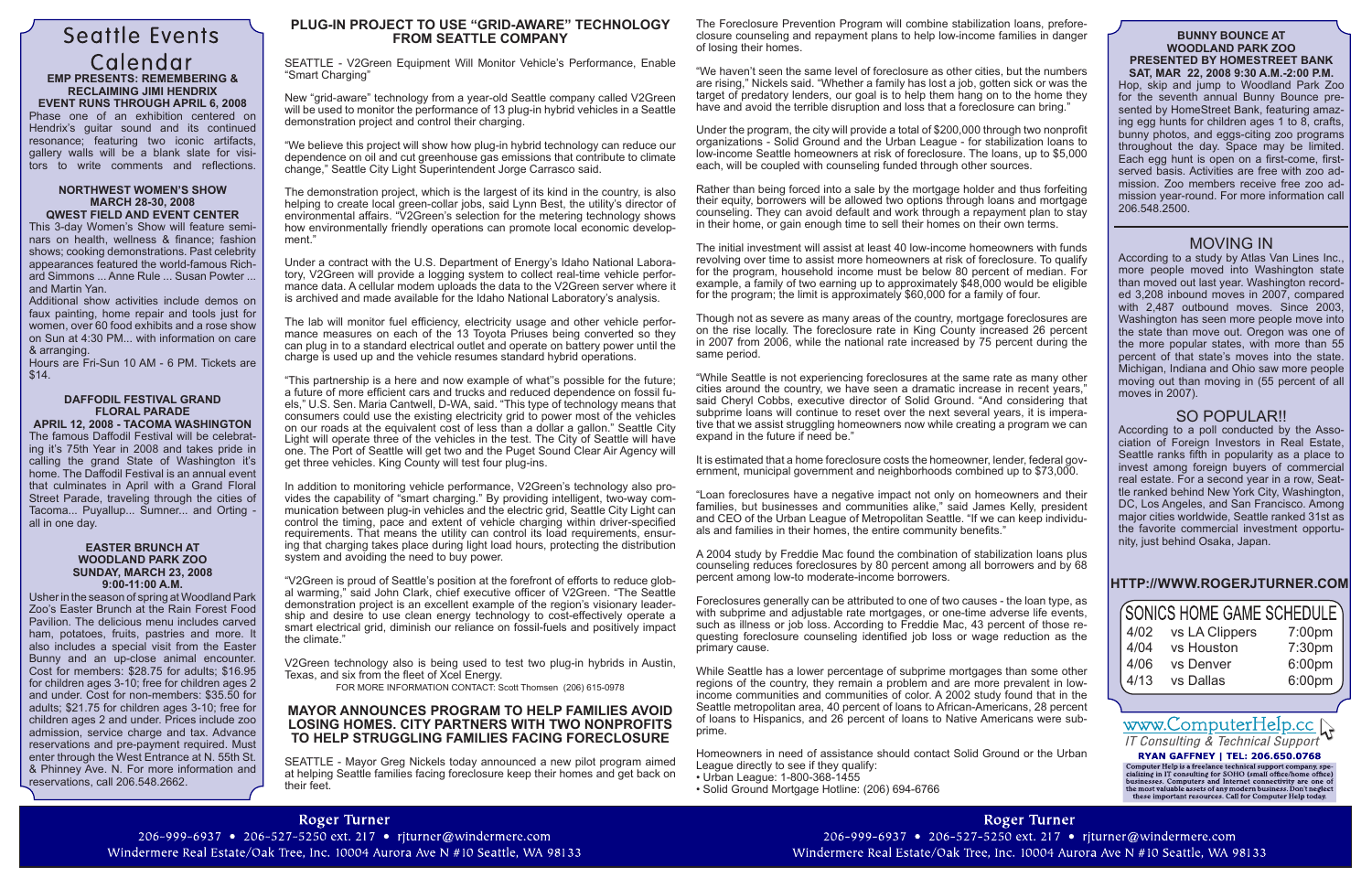# Seattle Events Calendar

### EMP PRESENTS: REMEMBERING & RECLAIMING JIMI HENDRIX
### EVENT RUNS THROUGH APRIL 6, 2008

Phase one of an exhibition centered on Hendrix's guitar sound and its continued resonance; featuring two iconic artifacts, gallery walls will be a blank slate for visitors to write comments and reflections.

### NORTHWEST WOMEN'S SHOW
### MARCH 28-30, 2008
### QWEST FIELD AND EVENT CENTER

This 3-day Women's Show will feature seminars on health, wellness & finance; fashion shows; cooking demonstrations. Past celebrity appearances featured the world-famous Richard Simmons ... Anne Rule ... Susan Powter ... and Martin Yan.

Additional show activities include demos on faux painting, home repair and tools just for women, over 60 food exhibits and a rose show on Sun at 4:30 PM... with information on care & arranging.

Hours are Fri-Sun 10 AM - 6 PM. Tickets are $14.

### DAFFODIL FESTIVAL GRAND FLORAL PARADE
### APRIL 12, 2008 - TACOMA WASHINGTON

The famous Daffodil Festival will be celebrating it's 75th Year in 2008 and takes pride in calling the grand State of Washington it's home. The Daffodil Festival is an annual event that culminates in April with a Grand Floral Street Parade, traveling through the cities of Tacoma... Puyallup... Sumner... and Orting - all in one day.

### EASTER BRUNCH AT WOODLAND PARK ZOO
### SUNDAY, MARCH 23, 2008
### 9:00-11:00 A.M.

Usher in the season of spring at Woodland Park Zoo's Easter Brunch at the Rain Forest Food Pavilion. The delicious menu includes carved ham, potatoes, fruits, pastries and more. It also includes a special visit from the Easter Bunny and an up-close animal encounter. Cost for members: $28.75 for adults; $16.95 for children ages 3-10; free for children ages 2 and under. Cost for non-members: $35.50 for adults; $21.75 for children ages 3-10; free for children ages 2 and under. Prices include zoo admission, service charge and tax. Advance reservations and pre-payment required. Must enter through the West Entrance at N. 55th St. & Phinney Ave. N. For more information and reservations, call 206.548.2662.

## PLUG-IN PROJECT TO USE "GRID-AWARE" TECHNOLOGY FROM SEATTLE COMPANY

SEATTLE - V2Green Equipment Will Monitor Vehicle's Performance, Enable "Smart Charging"

New "grid-aware" technology from a year-old Seattle company called V2Green will be used to monitor the performance of 13 plug-in hybrid vehicles in a Seattle demonstration project and control their charging.

"We believe this project will show how plug-in hybrid technology can reduce our dependence on oil and cut greenhouse gas emissions that contribute to climate change," Seattle City Light Superintendent Jorge Carrasco said.

The demonstration project, which is the largest of its kind in the country, is also helping to create local green-collar jobs, said Lynn Best, the utility's director of environmental affairs. "V2Green's selection for the metering technology shows how environmentally friendly operations can promote local economic development."

Under a contract with the U.S. Department of Energy's Idaho National Laboratory, V2Green will provide a logging system to collect real-time vehicle performance data. A cellular modem uploads the data to the V2Green server where it is archived and made available for the Idaho National Laboratory's analysis.

The lab will monitor fuel efficiency, electricity usage and other vehicle performance measures on each of the 13 Toyota Priuses being converted so they can plug in to a standard electrical outlet and operate on battery power until the charge is used up and the vehicle resumes standard hybrid operations.

"This partnership is a here and now example of what''s possible for the future; a future of more efficient cars and trucks and reduced dependence on fossil fuels," U.S. Sen. Maria Cantwell, D-WA, said. "This type of technology means that consumers could use the existing electricity grid to power most of the vehicles on our roads at the equivalent cost of less than a dollar a gallon." Seattle City Light will operate three of the vehicles in the test. The City of Seattle will have one. The Port of Seattle will get two and the Puget Sound Clear Air Agency will get three vehicles. King County will test four plug-ins.

In addition to monitoring vehicle performance, V2Green's technology also provides the capability of "smart charging." By providing intelligent, two-way communication between plug-in vehicles and the electric grid, Seattle City Light can control the timing, pace and extent of vehicle charging within driver-specified requirements. That means the utility can control its load requirements, ensuring that charging takes place during light load hours, protecting the distribution system and avoiding the need to buy power.

"V2Green is proud of Seattle's position at the forefront of efforts to reduce global warming," said John Clark, chief executive officer of V2Green. "The Seattle demonstration project is an excellent example of the region's visionary leadership and desire to use clean energy technology to cost-effectively operate a smart electrical grid, diminish our reliance on fossil-fuels and positively impact the climate."

V2Green technology also is being used to test two plug-in hybrids in Austin, Texas, and six from the fleet of Xcel Energy.

FOR MORE INFORMATION CONTACT: Scott Thomsen (206) 615-0978

## MAYOR ANNOUNCES PROGRAM TO HELP FAMILIES AVOID LOSING HOMES. CITY PARTNERS WITH TWO NONPROFITS TO HELP STRUGGLING FAMILIES FACING FORECLOSURE

SEATTLE - Mayor Greg Nickels today announced a new pilot program aimed at helping Seattle families facing foreclosure keep their homes and get back on their feet.

The Foreclosure Prevention Program will combine stabilization loans, preforeclosure counseling and repayment plans to help low-income families in danger of losing their homes.

"We haven't seen the same level of foreclosure as other cities, but the numbers are rising," Nickels said. "Whether a family has lost a job, gotten sick or was the target of predatory lenders, our goal is to help them hang on to the home they have and avoid the terrible disruption and loss that a foreclosure can bring."

Under the program, the city will provide a total of $200,000 through two nonprofit organizations - Solid Ground and the Urban League - for stabilization loans to low-income Seattle homeowners at risk of foreclosure. The loans, up to $5,000 each, will be coupled with counseling funded through other sources.

Rather than being forced into a sale by the mortgage holder and thus forfeiting their equity, borrowers will be allowed two options through loans and mortgage counseling. They can avoid default and work through a repayment plan to stay in their home, or gain enough time to sell their homes on their own terms.

The initial investment will assist at least 40 low-income homeowners with funds revolving over time to assist more homeowners at risk of foreclosure. To qualify for the program, household income must be below 80 percent of median. For example, a family of two earning up to approximately $48,000 would be eligible for the program; the limit is approximately $60,000 for a family of four.

Though not as severe as many areas of the country, mortgage foreclosures are on the rise locally. The foreclosure rate in King County increased 26 percent in 2007 from 2006, while the national rate increased by 75 percent during the same period.

"While Seattle is not experiencing foreclosures at the same rate as many other cities around the country, we have seen a dramatic increase in recent years," said Cheryl Cobbs, executive director of Solid Ground. "And considering that subprime loans will continue to reset over the next several years, it is imperative that we assist struggling homeowners now while creating a program we can expand in the future if need be."

It is estimated that a home foreclosure costs the homeowner, lender, federal government, municipal government and neighborhoods combined up to $73,000.

"Loan foreclosures have a negative impact not only on homeowners and their families, but businesses and communities alike," said James Kelly, president and CEO of the Urban League of Metropolitan Seattle. "If we can keep individuals and families in their homes, the entire community benefits."

A 2004 study by Freddie Mac found the combination of stabilization loans plus counseling reduces foreclosures by 80 percent among all borrowers and by 68 percent among low-to moderate-income borrowers.

Foreclosures generally can be attributed to one of two causes - the loan type, as with subprime and adjustable rate mortgages, or one-time adverse life events, such as illness or job loss. According to Freddie Mac, 43 percent of those requesting foreclosure counseling identified job loss or wage reduction as the primary cause.

While Seattle has a lower percentage of subprime mortgages than some other regions of the country, they remain a problem and are more prevalent in low-income communities and communities of color. A 2002 study found that in the Seattle metropolitan area, 40 percent of loans to African-Americans, 28 percent of loans to Hispanics, and 26 percent of loans to Native Americans were subprime.

Homeowners in need of assistance should contact Solid Ground or the Urban League directly to see if they qualify:

- Urban League: 1-800-368-1455
- Solid Ground Mortgage Hotline: (206) 694-6766

### BUNNY BOUNCE AT WOODLAND PARK ZOO PRESENTED BY HOMESTREET BANK
### SAT, MAR 22, 2008 9:30 A.M.-2:00 P.M.

Hop, skip and jump to Woodland Park Zoo for the seventh annual Bunny Bounce presented by HomeStreet Bank, featuring amazing egg hunts for children ages 1 to 8, crafts, bunny photos, and eggs-citing zoo programs throughout the day. Space may be limited. Each egg hunt is open on a first-come, first-served basis. Activities are free with zoo admission. Zoo members receive free zoo admission year-round. For more information call 206.548.2500.

## MOVING IN

According to a study by Atlas Van Lines Inc., more people moved into Washington state than moved out last year. Washington recorded 3,208 inbound moves in 2007, compared with 2,487 outbound moves. Since 2003, Washington has seen more people move into the state than move out. Oregon was one of the more popular states, with more than 55 percent of that state's moves into the state. Michigan, Indiana and Ohio saw more people moving out than moving in (55 percent of all moves in 2007).

## SO POPULAR!!

According to a poll conducted by the Association of Foreign Investors in Real Estate, Seattle ranks fifth in popularity as a place to invest among foreign buyers of commercial real estate. For a second year in a row, Seattle ranked behind New York City, Washington, DC, Los Angeles, and San Francisco. Among major cities worldwide, Seattle ranked 31st as the favorite commercial investment opportunity, just behind Osaka, Japan.

**HTTP://WWW.ROGERJTURNER.COM**

## SONICS HOME GAME SCHEDULE

| | | |
|---|---|---|
| 4/02 | vs LA Clippers | 7:00pm |
| 4/04 | vs Houston | 7:30pm |
| 4/06 | vs Denver | 6:00pm |
| 4/13 | vs Dallas | 6:00pm |

www.ComputerHelp.cc

*IT Consulting & Technical Support*

**RYAN GAFFNEY | TEL: 206.650.0768**

Computer Help is a freelance technical support company, specializing in IT consulting for SOHO (small office/home office) businesses. Computers and Internet connectivity are one of the most valuable assets of any modern business. Don't neglect these important resources. Call for Computer Help today.

**Roger Turner**

206-999-6937 • 206-527-5250 ext. 217 • rjturner@windermere.com

Windermere Real Estate/Oak Tree, Inc. 10004 Aurora Ave N #10 Seattle, WA 98133